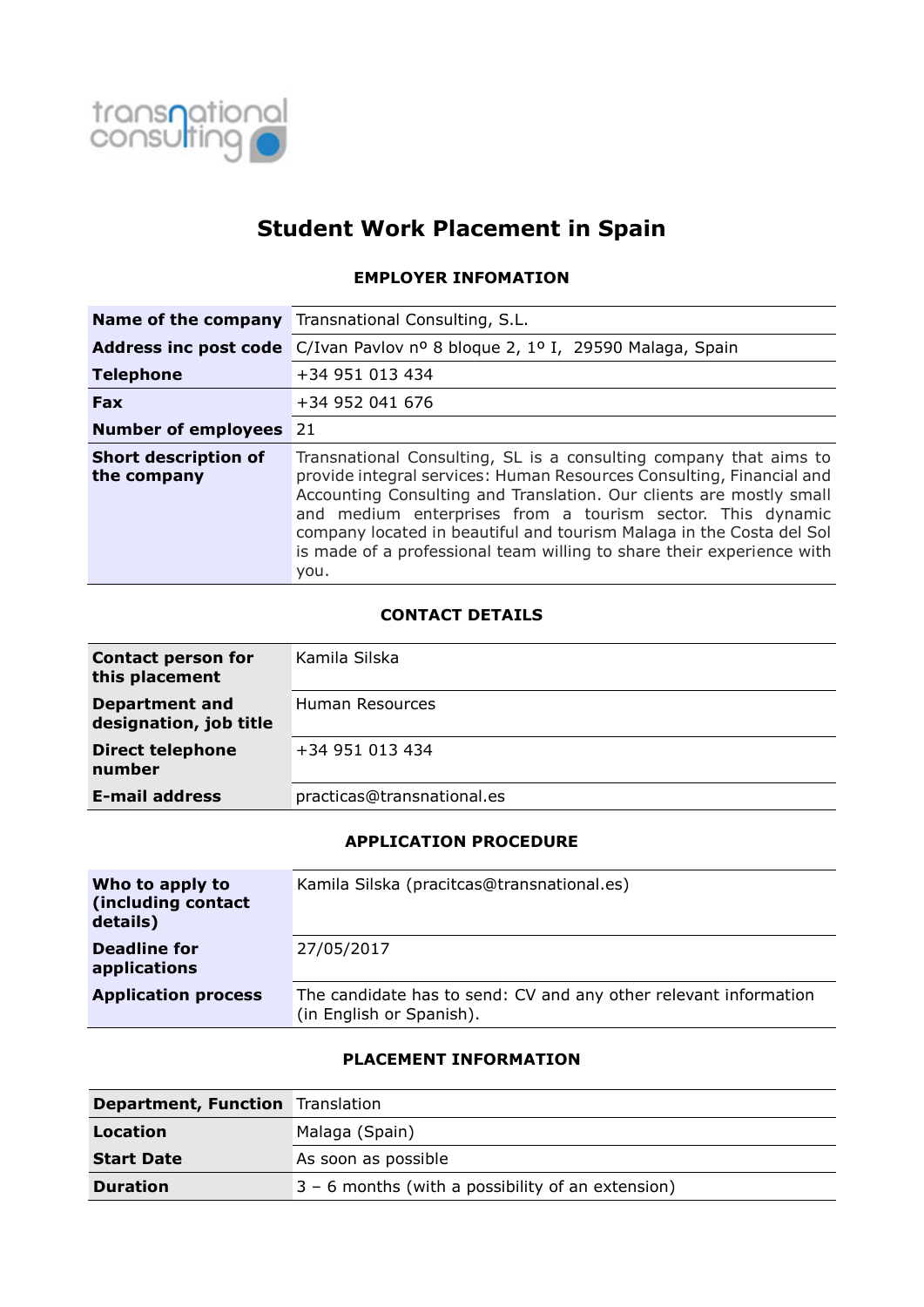transnational consulting

# Student Work Placement in Spain

## EMPLOYER INFOMATION

| | |
|---|---|
| **Name of the company** | Transnational Consulting, S.L. |
| **Address inc post code** | C/Ivan Pavlov nº 8 bloque 2, 1º I, 29590 Malaga, Spain |
| **Telephone** | +34 951 013 434 |
| **Fax** | +34 952 041 676 |
| **Number of employees** | 21 |
| **Short description of the company** | Transnational Consulting, SL is a consulting company that aims to provide integral services: Human Resources Consulting, Financial and Accounting Consulting and Translation. Our clients are mostly small and medium enterprises from a tourism sector. This dynamic company located in beautiful and tourism Malaga in the Costa del Sol is made of a professional team willing to share their experience with you. |

## CONTACT DETAILS

| | |
|---|---|
| **Contact person for this placement** | Kamila Silska |
| **Department and designation, job title** | Human Resources |
| **Direct telephone number** | +34 951 013 434 |
| **E-mail address** | practicas@transnational.es |

## APPLICATION PROCEDURE

| | |
|---|---|
| **Who to apply to (including contact details)** | Kamila Silska (pracitcas@transnational.es) |
| **Deadline for applications** | 27/05/2017 |
| **Application process** | The candidate has to send: CV and any other relevant information (in English or Spanish). |

## PLACEMENT INFORMATION

| | |
|---|---|
| **Department, Function** | Translation |
| **Location** | Malaga (Spain) |
| **Start Date** | As soon as possible |
| **Duration** | 3 – 6 months (with a possibility of an extension) |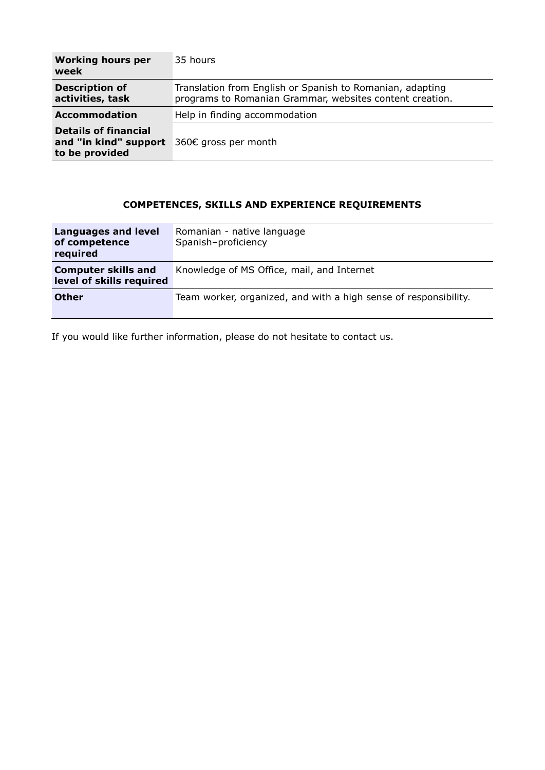| | |
|---|---|
| **Working hours per week** | 35 hours |
| **Description of activities, task** | Translation from English or Spanish to Romanian, adapting programs to Romanian Grammar, websites content creation. |
| **Accommodation** | Help in finding accommodation |
| **Details of financial and "in kind" support to be provided** | 360€ gross per month |

**COMPETENCES, SKILLS AND EXPERIENCE REQUIREMENTS**

| | |
|---|---|
| **Languages and level of competence required** | Romanian - native language<br>Spanish–proficiency |
| **Computer skills and level of skills required** | Knowledge of MS Office, mail, and Internet |
| **Other** | Team worker, organized, and with a high sense of responsibility. |

If you would like further information, please do not hesitate to contact us.